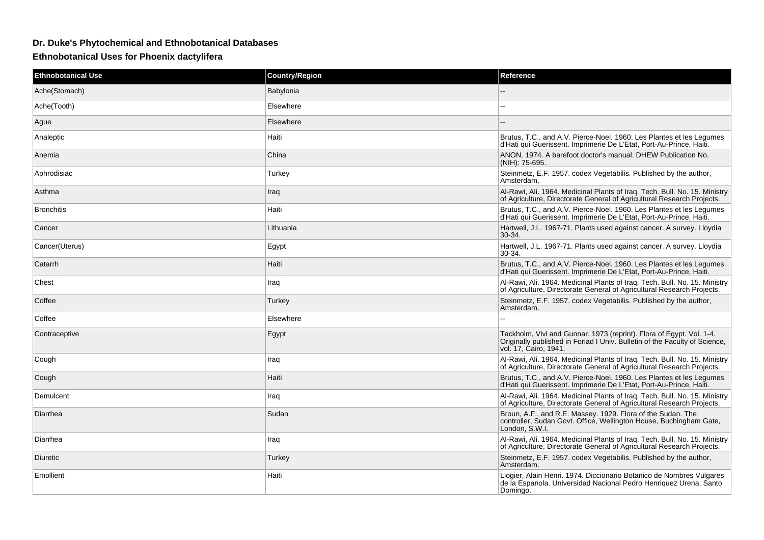## Dr. Duke's Phytochemical and Ethnobotanical Databases

### Ethnobotanical Uses for Phoenix dactylifera

| Ethnobotanical Use | Country/Region | Reference |
| --- | --- | --- |
| Ache(Stomach) | Babylonia | -- |
| Ache(Tooth) | Elsewhere | -- |
| Ague | Elsewhere | -- |
| Analeptic | Haiti | Brutus, T.C., and A.V. Pierce-Noel. 1960. Les Plantes et les Legumes d'Hati qui Guerissent. Imprimerie De L'Etat, Port-Au-Prince, Haiti. |
| Anemia | China | ANON. 1974. A barefoot doctor's manual. DHEW Publication No. (NIH): 75-695. |
| Aphrodisiac | Turkey | Steinmetz, E.F. 1957. codex Vegetabilis. Published by the author, Amsterdam. |
| Asthma | Iraq | Al-Rawi, Ali. 1964. Medicinal Plants of Iraq. Tech. Bull. No. 15. Ministry of Agriculture, Directorate General of Agricultural Research Projects. |
| Bronchitis | Haiti | Brutus, T.C., and A.V. Pierce-Noel. 1960. Les Plantes et les Legumes d'Hati qui Guerissent. Imprimerie De L'Etat, Port-Au-Prince, Haiti. |
| Cancer | Lithuania | Hartwell, J.L. 1967-71. Plants used against cancer. A survey. Lloydia 30-34. |
| Cancer(Uterus) | Egypt | Hartwell, J.L. 1967-71. Plants used against cancer. A survey. Lloydia 30-34. |
| Catarrh | Haiti | Brutus, T.C., and A.V. Pierce-Noel. 1960. Les Plantes et les Legumes d'Hati qui Guerissent. Imprimerie De L'Etat, Port-Au-Prince, Haiti. |
| Chest | Iraq | Al-Rawi, Ali. 1964. Medicinal Plants of Iraq. Tech. Bull. No. 15. Ministry of Agriculture, Directorate General of Agricultural Research Projects. |
| Coffee | Turkey | Steinmetz, E.F. 1957. codex Vegetabilis. Published by the author, Amsterdam. |
| Coffee | Elsewhere | -- |
| Contraceptive | Egypt | Tackholm, Vivi and Gunnar. 1973 (reprint). Flora of Egypt. Vol. 1-4. Originally published in Foriad I Univ. Bulletin of the Faculty of Science, vol. 17, Cairo, 1941. |
| Cough | Iraq | Al-Rawi, Ali. 1964. Medicinal Plants of Iraq. Tech. Bull. No. 15. Ministry of Agriculture, Directorate General of Agricultural Research Projects. |
| Cough | Haiti | Brutus, T.C., and A.V. Pierce-Noel. 1960. Les Plantes et les Legumes d'Hati qui Guerissent. Imprimerie De L'Etat, Port-Au-Prince, Haiti. |
| Demulcent | Iraq | Al-Rawi, Ali. 1964. Medicinal Plants of Iraq. Tech. Bull. No. 15. Ministry of Agriculture, Directorate General of Agricultural Research Projects. |
| Diarrhea | Sudan | Broun, A.F., and R.E. Massey. 1929. Flora of the Sudan. The controller, Sudan Govt. Office, Wellington House, Buchingham Gate, London, S.W.I. |
| Diarrhea | Iraq | Al-Rawi, Ali. 1964. Medicinal Plants of Iraq. Tech. Bull. No. 15. Ministry of Agriculture, Directorate General of Agricultural Research Projects. |
| Diuretic | Turkey | Steinmetz, E.F. 1957. codex Vegetabilis. Published by the author, Amsterdam. |
| Emollient | Haiti | Liogier, Alain Henri. 1974. Diccionario Botanico de Nombres Vulgares de la Espanola. Universidad Nacional Pedro Henriquez Urena, Santo Domingo. |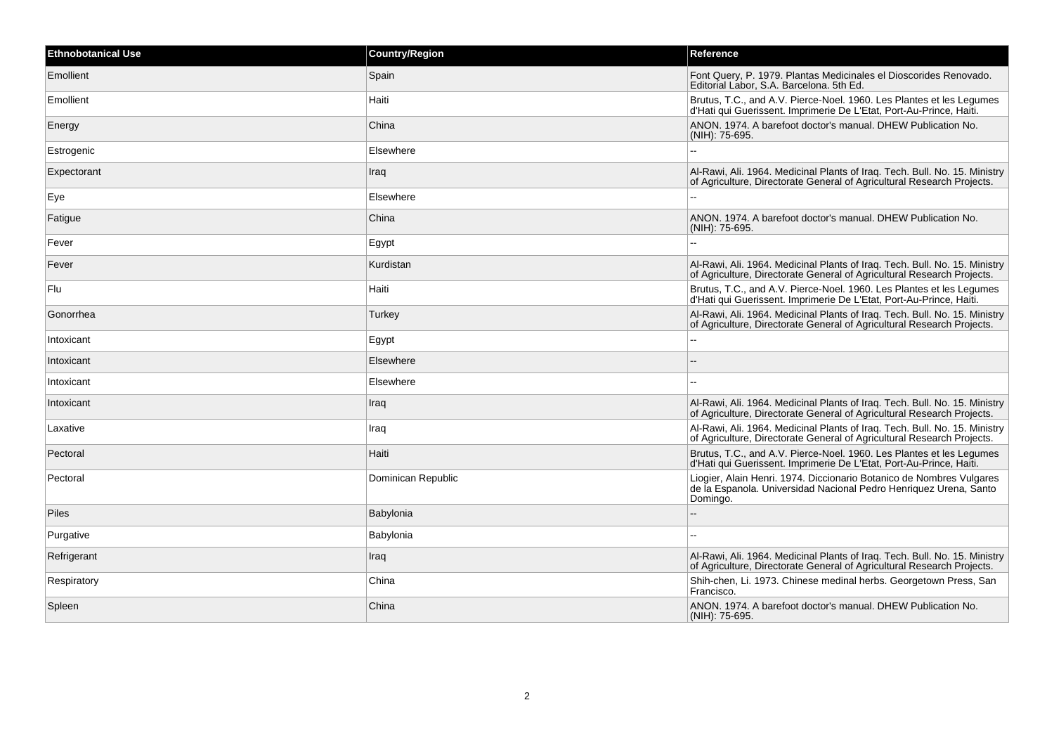| Ethnobotanical Use | Country/Region | Reference |
| --- | --- | --- |
| Emollient | Spain | Font Query, P. 1979. Plantas Medicinales el Dioscorides Renovado. Editorial Labor, S.A. Barcelona. 5th Ed. |
| Emollient | Haiti | Brutus, T.C., and A.V. Pierce-Noel. 1960. Les Plantes et les Legumes d'Hati qui Guerissent. Imprimerie De L'Etat, Port-Au-Prince, Haiti. |
| Energy | China | ANON. 1974. A barefoot doctor's manual. DHEW Publication No. (NIH): 75-695. |
| Estrogenic | Elsewhere | -- |
| Expectorant | Iraq | Al-Rawi, Ali. 1964. Medicinal Plants of Iraq. Tech. Bull. No. 15. Ministry of Agriculture, Directorate General of Agricultural Research Projects. |
| Eye | Elsewhere | -- |
| Fatigue | China | ANON. 1974. A barefoot doctor's manual. DHEW Publication No. (NIH): 75-695. |
| Fever | Egypt | -- |
| Fever | Kurdistan | Al-Rawi, Ali. 1964. Medicinal Plants of Iraq. Tech. Bull. No. 15. Ministry of Agriculture, Directorate General of Agricultural Research Projects. |
| Flu | Haiti | Brutus, T.C., and A.V. Pierce-Noel. 1960. Les Plantes et les Legumes d'Hati qui Guerissent. Imprimerie De L'Etat, Port-Au-Prince, Haiti. |
| Gonorrhea | Turkey | Al-Rawi, Ali. 1964. Medicinal Plants of Iraq. Tech. Bull. No. 15. Ministry of Agriculture, Directorate General of Agricultural Research Projects. |
| Intoxicant | Egypt | -- |
| Intoxicant | Elsewhere | -- |
| Intoxicant | Elsewhere | -- |
| Intoxicant | Iraq | Al-Rawi, Ali. 1964. Medicinal Plants of Iraq. Tech. Bull. No. 15. Ministry of Agriculture, Directorate General of Agricultural Research Projects. |
| Laxative | Iraq | Al-Rawi, Ali. 1964. Medicinal Plants of Iraq. Tech. Bull. No. 15. Ministry of Agriculture, Directorate General of Agricultural Research Projects. |
| Pectoral | Haiti | Brutus, T.C., and A.V. Pierce-Noel. 1960. Les Plantes et les Legumes d'Hati qui Guerissent. Imprimerie De L'Etat, Port-Au-Prince, Haiti. |
| Pectoral | Dominican Republic | Liogier, Alain Henri. 1974. Diccionario Botanico de Nombres Vulgares de la Espanola. Universidad Nacional Pedro Henriquez Urena, Santo Domingo. |
| Piles | Babylonia | -- |
| Purgative | Babylonia | -- |
| Refrigerant | Iraq | Al-Rawi, Ali. 1964. Medicinal Plants of Iraq. Tech. Bull. No. 15. Ministry of Agriculture, Directorate General of Agricultural Research Projects. |
| Respiratory | China | Shih-chen, Li. 1973. Chinese medinal herbs. Georgetown Press, San Francisco. |
| Spleen | China | ANON. 1974. A barefoot doctor's manual. DHEW Publication No. (NIH): 75-695. |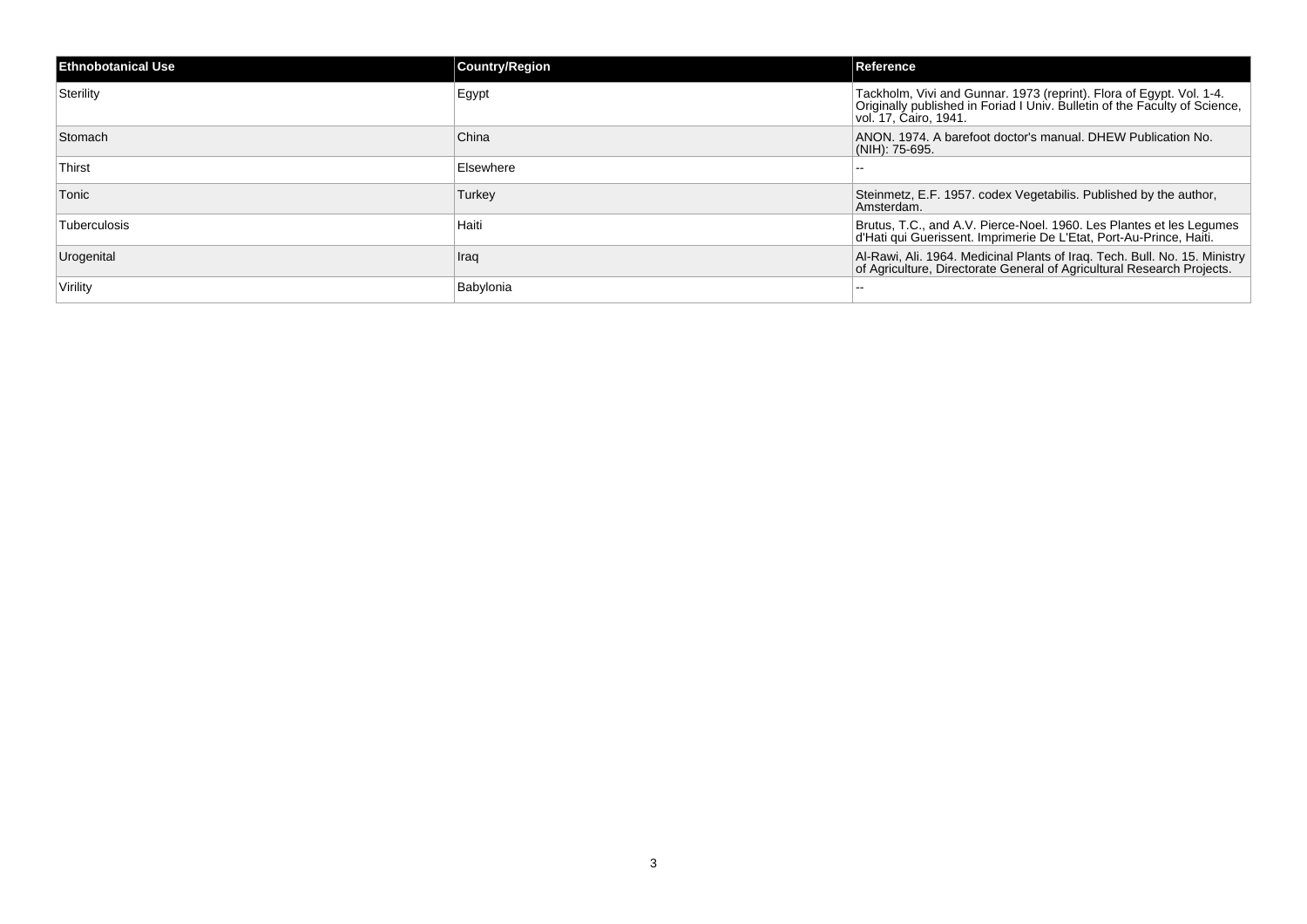| Ethnobotanical Use | Country/Region | Reference |
| --- | --- | --- |
| Sterility | Egypt | Tackholm, Vivi and Gunnar. 1973 (reprint). Flora of Egypt. Vol. 1-4. Originally published in Foriad I Univ. Bulletin of the Faculty of Science, vol. 17, Cairo, 1941. |
| Stomach | China | ANON. 1974. A barefoot doctor's manual. DHEW Publication No. (NIH): 75-695. |
| Thirst | Elsewhere | -- |
| Tonic | Turkey | Steinmetz, E.F. 1957. codex Vegetabilis. Published by the author, Amsterdam. |
| Tuberculosis | Haiti | Brutus, T.C., and A.V. Pierce-Noel. 1960. Les Plantes et les Legumes d'Hati qui Guerissent. Imprimerie De L'Etat, Port-Au-Prince, Haiti. |
| Urogenital | Iraq | Al-Rawi, Ali. 1964. Medicinal Plants of Iraq. Tech. Bull. No. 15. Ministry of Agriculture, Directorate General of Agricultural Research Projects. |
| Virility | Babylonia | -- |